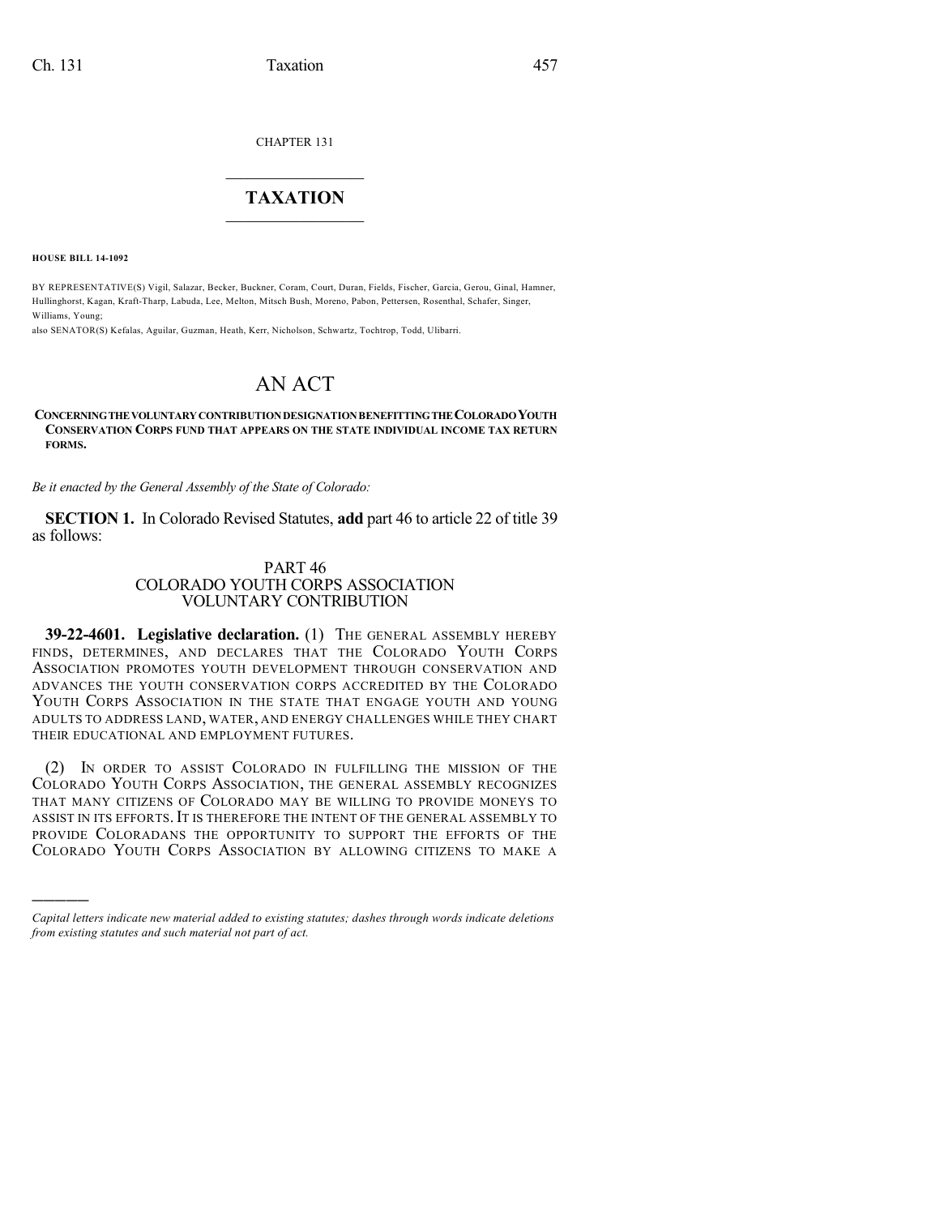CHAPTER 131

# TAXATION

**HOUSE BILL 14-1092**

BY REPRESENTATIVE(S) Vigil, Salazar, Becker, Buckner, Coram, Court, Duran, Fields, Fischer, Garcia, Gerou, Ginal, Hamner, Hullinghorst, Kagan, Kraft-Tharp, Labuda, Lee, Melton, Mitsch Bush, Moreno, Pabon, Pettersen, Rosenthal, Schafer, Singer, Williams, Young;
also SENATOR(S) Kefalas, Aguilar, Guzman, Heath, Kerr, Nicholson, Schwartz, Tochtrop, Todd, Ulibarri.

# AN ACT

**CONCERNING THE VOLUNTARY CONTRIBUTION DESIGNATION BENEFITTING THE COLORADO YOUTH CONSERVATION CORPS FUND THAT APPEARS ON THE STATE INDIVIDUAL INCOME TAX RETURN FORMS.**

*Be it enacted by the General Assembly of the State of Colorado:*

**SECTION 1.** In Colorado Revised Statutes, **add** part 46 to article 22 of title 39 as follows:

PART 46
COLORADO YOUTH CORPS ASSOCIATION
VOLUNTARY CONTRIBUTION

**39-22-4601. Legislative declaration.** (1) THE GENERAL ASSEMBLY HEREBY FINDS, DETERMINES, AND DECLARES THAT THE COLORADO YOUTH CORPS ASSOCIATION PROMOTES YOUTH DEVELOPMENT THROUGH CONSERVATION AND ADVANCES THE YOUTH CONSERVATION CORPS ACCREDITED BY THE COLORADO YOUTH CORPS ASSOCIATION IN THE STATE THAT ENGAGE YOUTH AND YOUNG ADULTS TO ADDRESS LAND, WATER, AND ENERGY CHALLENGES WHILE THEY CHART THEIR EDUCATIONAL AND EMPLOYMENT FUTURES.

(2) IN ORDER TO ASSIST COLORADO IN FULFILLING THE MISSION OF THE COLORADO YOUTH CORPS ASSOCIATION, THE GENERAL ASSEMBLY RECOGNIZES THAT MANY CITIZENS OF COLORADO MAY BE WILLING TO PROVIDE MONEYS TO ASSIST IN ITS EFFORTS. IT IS THEREFORE THE INTENT OF THE GENERAL ASSEMBLY TO PROVIDE COLORADANS THE OPPORTUNITY TO SUPPORT THE EFFORTS OF THE COLORADO YOUTH CORPS ASSOCIATION BY ALLOWING CITIZENS TO MAKE A

---

*Capital letters indicate new material added to existing statutes; dashes through words indicate deletions from existing statutes and such material not part of act.*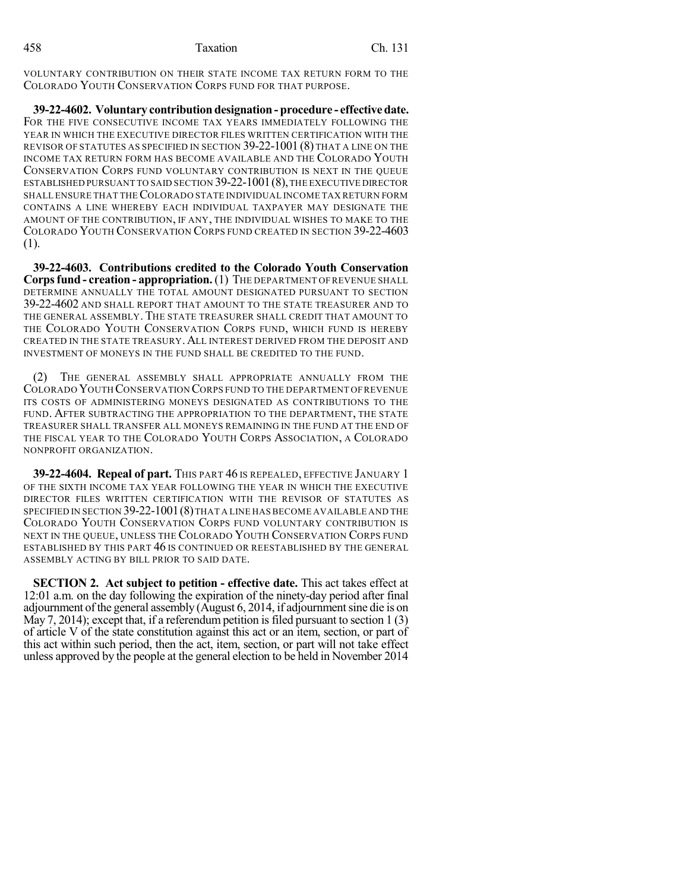VOLUNTARY CONTRIBUTION ON THEIR STATE INCOME TAX RETURN FORM TO THE COLORADO YOUTH CONSERVATION CORPS FUND FOR THAT PURPOSE.

**39-22-4602. Voluntary contribution designation - procedure - effective date.** FOR THE FIVE CONSECUTIVE INCOME TAX YEARS IMMEDIATELY FOLLOWING THE YEAR IN WHICH THE EXECUTIVE DIRECTOR FILES WRITTEN CERTIFICATION WITH THE REVISOR OF STATUTES AS SPECIFIED IN SECTION 39-22-1001 (8) THAT A LINE ON THE INCOME TAX RETURN FORM HAS BECOME AVAILABLE AND THE COLORADO YOUTH CONSERVATION CORPS FUND VOLUNTARY CONTRIBUTION IS NEXT IN THE QUEUE ESTABLISHED PURSUANT TO SAID SECTION 39-22-1001 (8), THE EXECUTIVE DIRECTOR SHALL ENSURE THAT THE COLORADO STATE INDIVIDUAL INCOME TAX RETURN FORM CONTAINS A LINE WHEREBY EACH INDIVIDUAL TAXPAYER MAY DESIGNATE THE AMOUNT OF THE CONTRIBUTION, IF ANY, THE INDIVIDUAL WISHES TO MAKE TO THE COLORADO YOUTH CONSERVATION CORPS FUND CREATED IN SECTION 39-22-4603 (1).

**39-22-4603. Contributions credited to the Colorado Youth Conservation Corps fund - creation - appropriation.** (1) THE DEPARTMENT OF REVENUE SHALL DETERMINE ANNUALLY THE TOTAL AMOUNT DESIGNATED PURSUANT TO SECTION 39-22-4602 AND SHALL REPORT THAT AMOUNT TO THE STATE TREASURER AND TO THE GENERAL ASSEMBLY. THE STATE TREASURER SHALL CREDIT THAT AMOUNT TO THE COLORADO YOUTH CONSERVATION CORPS FUND, WHICH FUND IS HEREBY CREATED IN THE STATE TREASURY. ALL INTEREST DERIVED FROM THE DEPOSIT AND INVESTMENT OF MONEYS IN THE FUND SHALL BE CREDITED TO THE FUND.

(2) THE GENERAL ASSEMBLY SHALL APPROPRIATE ANNUALLY FROM THE COLORADO YOUTH CONSERVATION CORPS FUND TO THE DEPARTMENT OF REVENUE ITS COSTS OF ADMINISTERING MONEYS DESIGNATED AS CONTRIBUTIONS TO THE FUND. AFTER SUBTRACTING THE APPROPRIATION TO THE DEPARTMENT, THE STATE TREASURER SHALL TRANSFER ALL MONEYS REMAINING IN THE FUND AT THE END OF THE FISCAL YEAR TO THE COLORADO YOUTH CORPS ASSOCIATION, A COLORADO NONPROFIT ORGANIZATION.

**39-22-4604. Repeal of part.** THIS PART 46 IS REPEALED, EFFECTIVE JANUARY 1 OF THE SIXTH INCOME TAX YEAR FOLLOWING THE YEAR IN WHICH THE EXECUTIVE DIRECTOR FILES WRITTEN CERTIFICATION WITH THE REVISOR OF STATUTES AS SPECIFIED IN SECTION 39-22-1001 (8) THAT A LINE HAS BECOME AVAILABLE AND THE COLORADO YOUTH CONSERVATION CORPS FUND VOLUNTARY CONTRIBUTION IS NEXT IN THE QUEUE, UNLESS THE COLORADO YOUTH CONSERVATION CORPS FUND ESTABLISHED BY THIS PART 46 IS CONTINUED OR REESTABLISHED BY THE GENERAL ASSEMBLY ACTING BY BILL PRIOR TO SAID DATE.

**SECTION 2. Act subject to petition - effective date.** This act takes effect at 12:01 a.m. on the day following the expiration of the ninety-day period after final adjournment of the general assembly (August 6, 2014, if adjournment sine die is on May 7, 2014); except that, if a referendum petition is filed pursuant to section 1 (3) of article V of the state constitution against this act or an item, section, or part of this act within such period, then the act, item, section, or part will not take effect unless approved by the people at the general election to be held in November 2014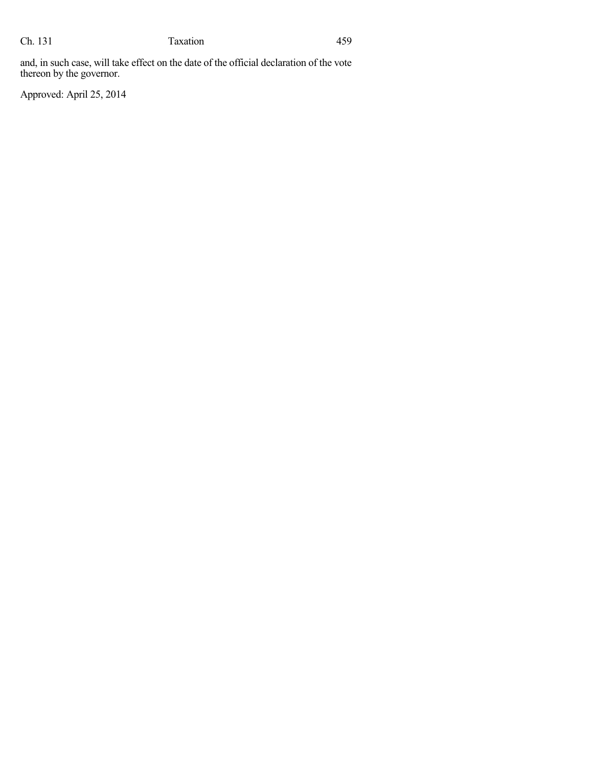and, in such case, will take effect on the date of the official declaration of the vote thereon by the governor.

Approved: April 25, 2014